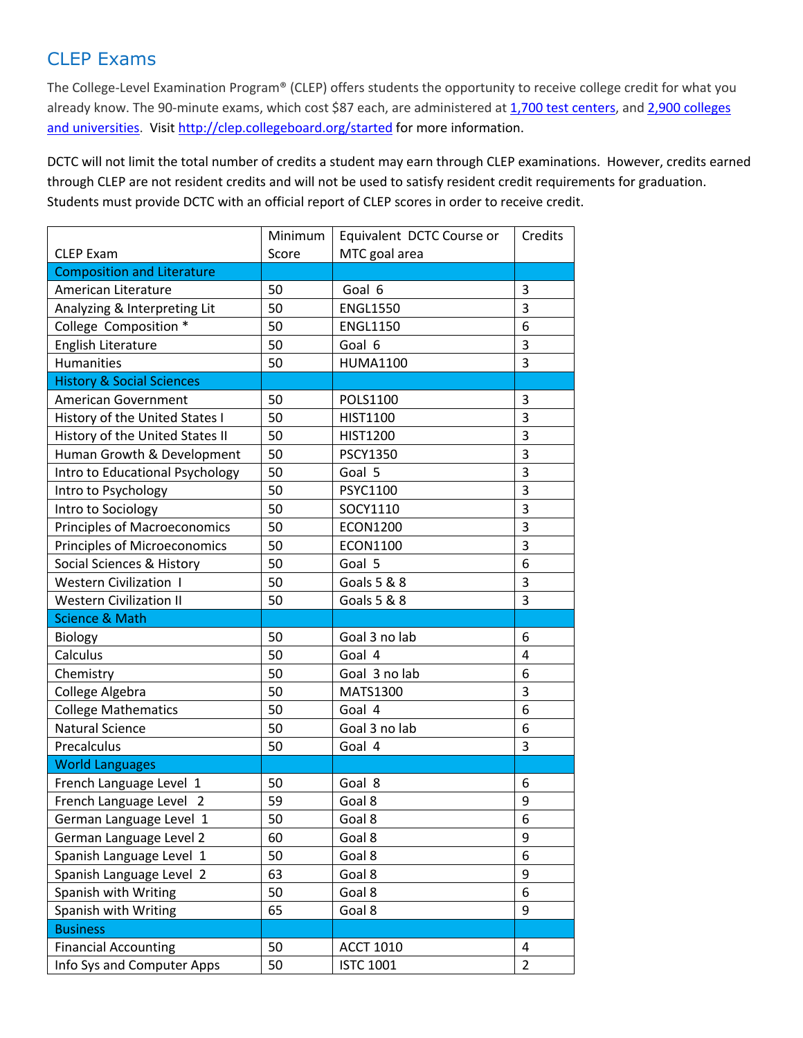## CLEP Exams

The College-Level Examination Program® (CLEP) offers students the opportunity to receive college credit for what you already know. The 90-minute exams, which cost $87 each, are administered at 1,700 test centers, and 2,900 colleges and universities. Visit http://clep.collegeboard.org/started for more information.

DCTC will not limit the total number of credits a student may earn through CLEP examinations. However, credits earned through CLEP are not resident credits and will not be used to satisfy resident credit requirements for graduation. Students must provide DCTC with an official report of CLEP scores in order to receive credit.

| CLEP Exam | Minimum Score | Equivalent DCTC Course or MTC goal area | Credits |
|---|---|---|---|
| **Composition and Literature** | | | |
| American Literature | 50 | Goal 6 | 3 |
| Analyzing & Interpreting Lit | 50 | ENGL1550 | 3 |
| College Composition * | 50 | ENGL1150 | 6 |
| English Literature | 50 | Goal 6 | 3 |
| Humanities | 50 | HUMA1100 | 3 |
| **History & Social Sciences** | | | |
| American Government | 50 | POLS1100 | 3 |
| History of the United States I | 50 | HIST1100 | 3 |
| History of the United States II | 50 | HIST1200 | 3 |
| Human Growth & Development | 50 | PSCY1350 | 3 |
| Intro to Educational Psychology | 50 | Goal 5 | 3 |
| Intro to Psychology | 50 | PSYC1100 | 3 |
| Intro to Sociology | 50 | SOCY1110 | 3 |
| Principles of Macroeconomics | 50 | ECON1200 | 3 |
| Principles of Microeconomics | 50 | ECON1100 | 3 |
| Social Sciences & History | 50 | Goal 5 | 6 |
| Western Civilization I | 50 | Goals 5 & 8 | 3 |
| Western Civilization II | 50 | Goals 5 & 8 | 3 |
| **Science & Math** | | | |
| Biology | 50 | Goal 3 no lab | 6 |
| Calculus | 50 | Goal 4 | 4 |
| Chemistry | 50 | Goal 3 no lab | 6 |
| College Algebra | 50 | MATS1300 | 3 |
| College Mathematics | 50 | Goal 4 | 6 |
| Natural Science | 50 | Goal 3 no lab | 6 |
| Precalculus | 50 | Goal 4 | 3 |
| **World Languages** | | | |
| French Language Level 1 | 50 | Goal 8 | 6 |
| French Language Level 2 | 59 | Goal 8 | 9 |
| German Language Level 1 | 50 | Goal 8 | 6 |
| German Language Level 2 | 60 | Goal 8 | 9 |
| Spanish Language Level 1 | 50 | Goal 8 | 6 |
| Spanish Language Level 2 | 63 | Goal 8 | 9 |
| Spanish with Writing | 50 | Goal 8 | 6 |
| Spanish with Writing | 65 | Goal 8 | 9 |
| **Business** | | | |
| Financial Accounting | 50 | ACCT 1010 | 4 |
| Info Sys and Computer Apps | 50 | ISTC 1001 | 2 |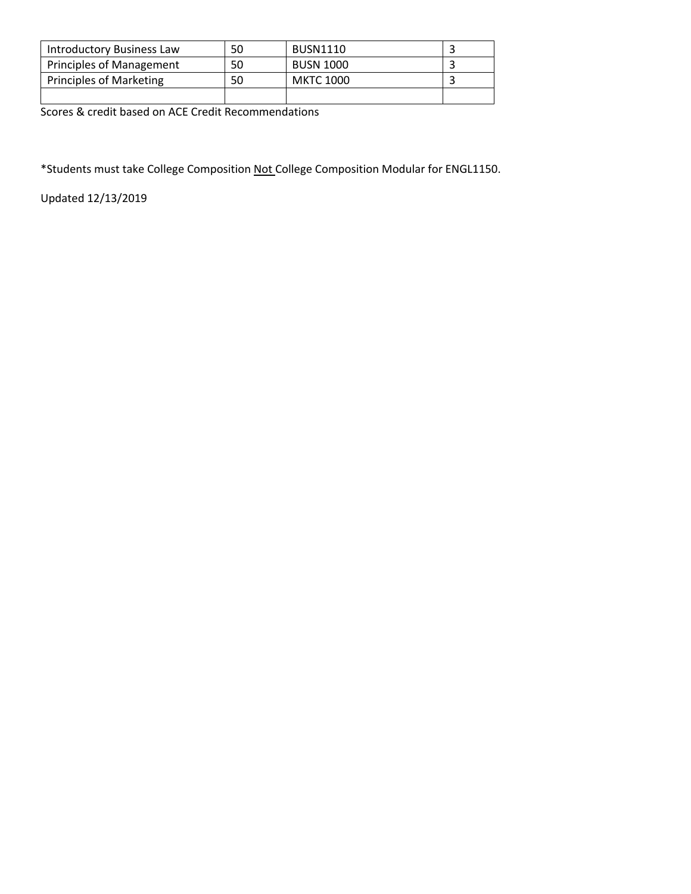| | | | |
|---|---|---|---|
| Introductory Business Law | 50 | BUSN1110 | 3 |
| Principles of Management | 50 | BUSN 1000 | 3 |
| Principles of Marketing | 50 | MKTC 1000 | 3 |
| | | | |

Scores & credit based on ACE Credit Recommendations

*Students must take College Composition Not College Composition Modular for ENGL1150.

Updated 12/13/2019